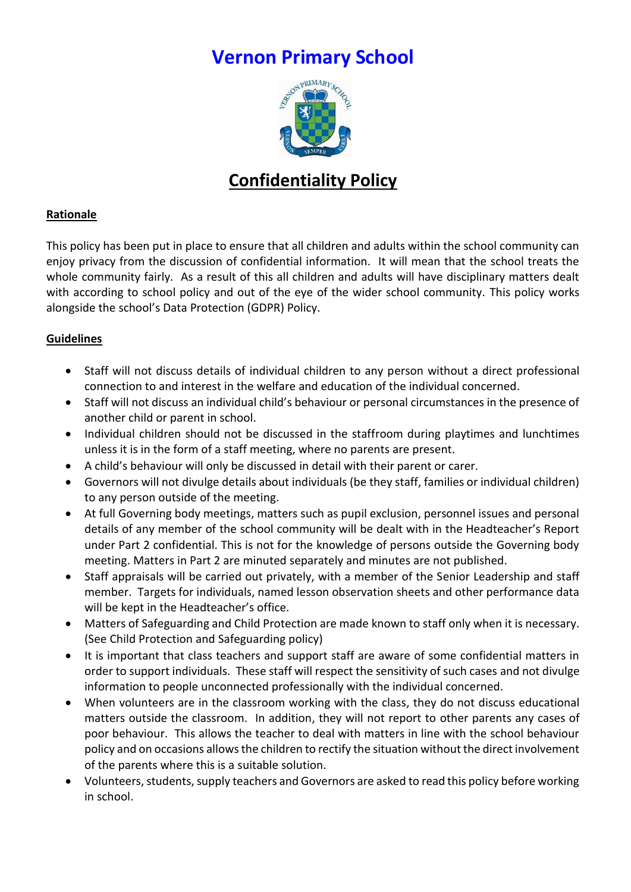# Vernon Primary School

## Confidentiality Policy

**Rationale**

This policy has been put in place to ensure that all children and adults within the school community can enjoy privacy from the discussion of confidential information. It will mean that the school treats the whole community fairly. As a result of this all children and adults will have disciplinary matters dealt with according to school policy and out of the eye of the wider school community. This policy works alongside the school's Data Protection (GDPR) Policy.

**Guidelines**

- Staff will not discuss details of individual children to any person without a direct professional connection to and interest in the welfare and education of the individual concerned.
- Staff will not discuss an individual child's behaviour or personal circumstances in the presence of another child or parent in school.
- Individual children should not be discussed in the staffroom during playtimes and lunchtimes unless it is in the form of a staff meeting, where no parents are present.
- A child's behaviour will only be discussed in detail with their parent or carer.
- Governors will not divulge details about individuals (be they staff, families or individual children) to any person outside of the meeting.
- At full Governing body meetings, matters such as pupil exclusion, personnel issues and personal details of any member of the school community will be dealt with in the Headteacher's Report under Part 2 confidential. This is not for the knowledge of persons outside the Governing body meeting. Matters in Part 2 are minuted separately and minutes are not published.
- Staff appraisals will be carried out privately, with a member of the Senior Leadership and staff member. Targets for individuals, named lesson observation sheets and other performance data will be kept in the Headteacher's office.
- Matters of Safeguarding and Child Protection are made known to staff only when it is necessary. (See Child Protection and Safeguarding policy)
- It is important that class teachers and support staff are aware of some confidential matters in order to support individuals. These staff will respect the sensitivity of such cases and not divulge information to people unconnected professionally with the individual concerned.
- When volunteers are in the classroom working with the class, they do not discuss educational matters outside the classroom. In addition, they will not report to other parents any cases of poor behaviour. This allows the teacher to deal with matters in line with the school behaviour policy and on occasions allows the children to rectify the situation without the direct involvement of the parents where this is a suitable solution.
- Volunteers, students, supply teachers and Governors are asked to read this policy before working in school.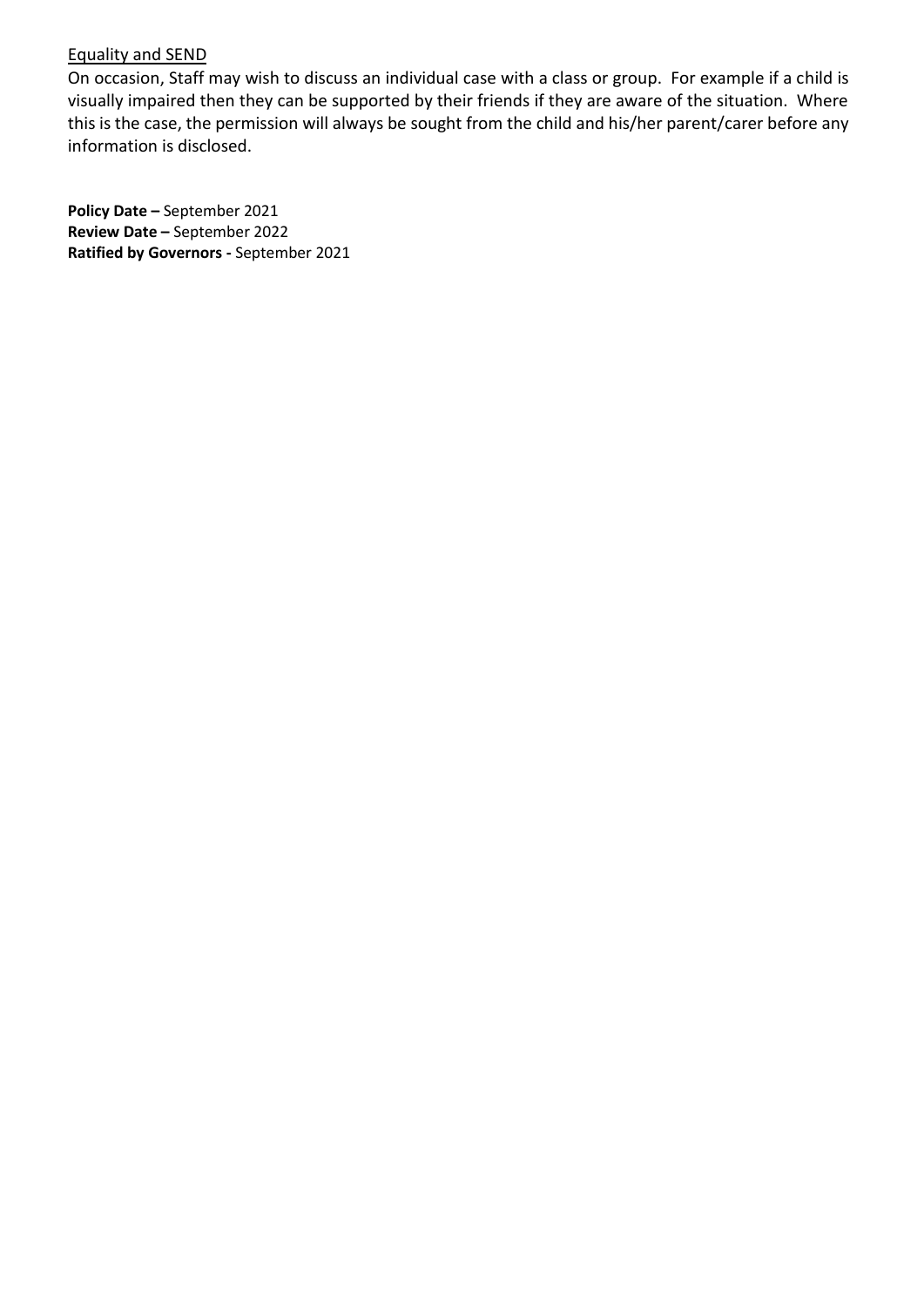## Equality and SEND

On occasion, Staff may wish to discuss an individual case with a class or group. For example if a child is visually impaired then they can be supported by their friends if they are aware of the situation. Where this is the case, the permission will always be sought from the child and his/her parent/carer before any information is disclosed.

**Policy Date –** September 2021
**Review Date –** September 2022
**Ratified by Governors -** September 2021